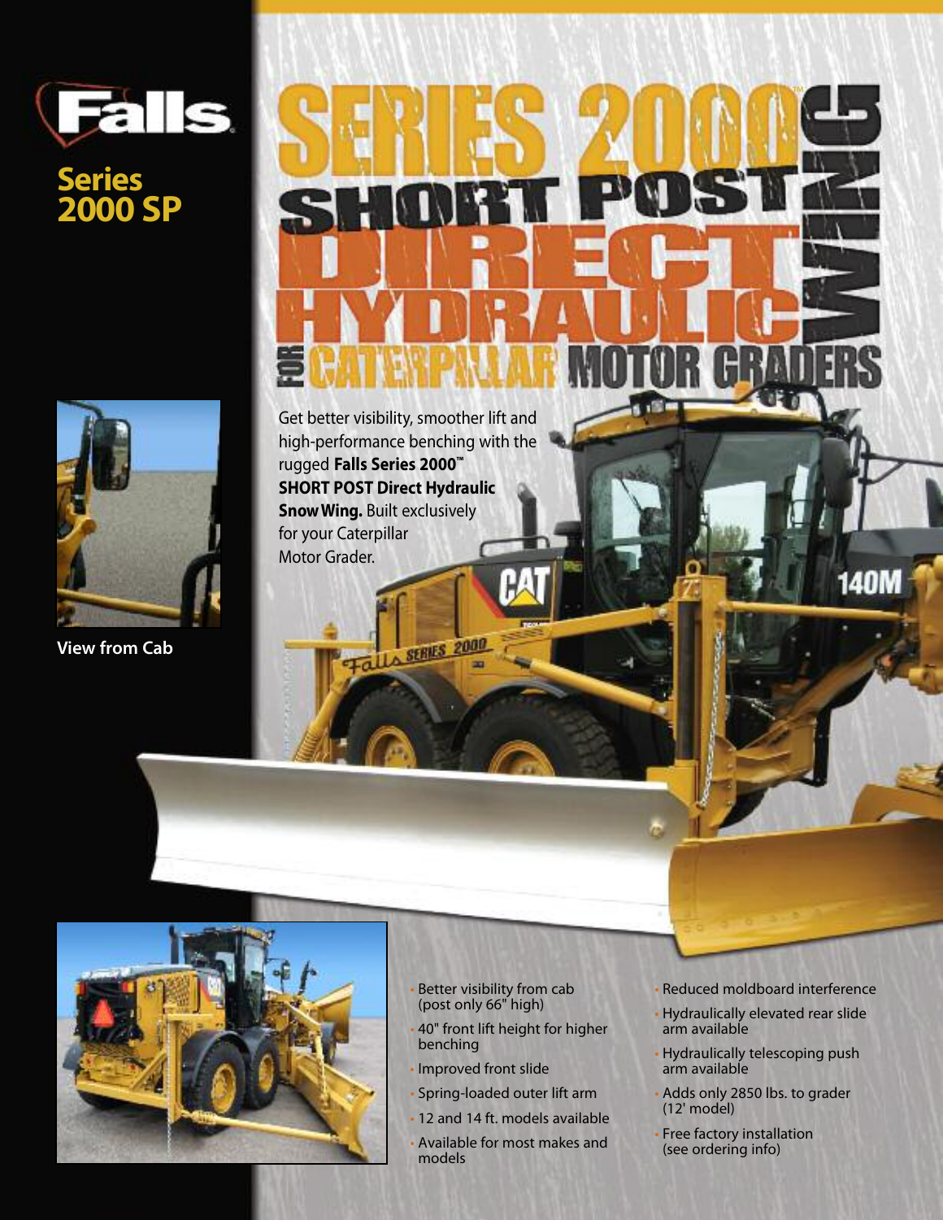Falls

# Series 2000 SP

# SERIES 2000™ SHORT POST DIRECT HYDRAULIC WING FOR CATERPILLAR MOTOR GRADERS

Get better visibility, smoother lift and high-performance benching with the rugged **Falls Series 2000™ SHORT POST Direct Hydraulic Snow Wing.** Built exclusively for your Caterpillar Motor Grader.

View from Cab

- Better visibility from cab (post only 66" high)
- 40" front lift height for higher benching
- Improved front slide
- Spring-loaded outer lift arm
- 12 and 14 ft. models available
- Available for most makes and models
- Reduced moldboard interference
- Hydraulically elevated rear slide arm available
- Hydraulically telescoping push arm available
- Adds only 2850 lbs. to grader (12' model)
- Free factory installation (see ordering info)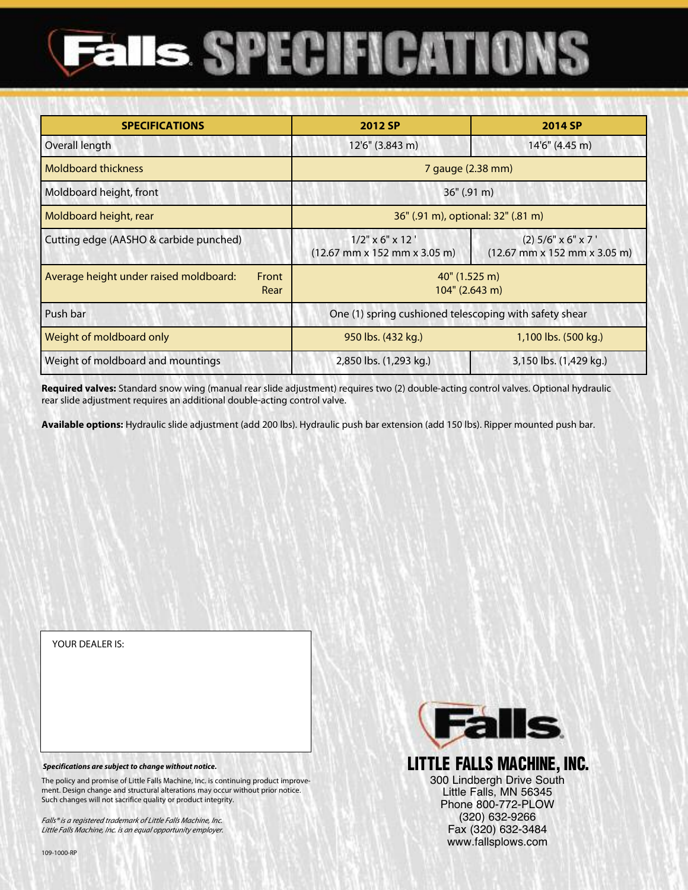# Falls SPECIFICATIONS

| SPECIFICATIONS | 2012 SP | 2014 SP |
|---|---|---|
| Overall length | 12'6" (3.843 m) | 14'6" (4.45 m) |
| Moldboard thickness | 7 gauge (2.38 mm) | |
| Moldboard height, front | 36" (.91 m) | |
| Moldboard height, rear | 36" (.91 m), optional: 32" (.81 m) | |
| Cutting edge (AASHO & carbide punched) | 1/2" x 6" x 12 ' (12.67 mm x 152 mm x 3.05 m) | (2) 5/6" x 6" x 7 ' (12.67 mm x 152 mm x 3.05 m) |
| Average height under raised moldboard: Front / Rear | 40" (1.525 m) / 104" (2.643 m) | |
| Push bar | One (1) spring cushioned telescoping with safety shear | |
| Weight of moldboard only | 950 lbs. (432 kg.) | 1,100 lbs. (500 kg.) |
| Weight of moldboard and mountings | 2,850 lbs. (1,293 kg.) | 3,150 lbs. (1,429 kg.) |

**Required valves:** Standard snow wing (manual rear slide adjustment) requires two (2) double-acting control valves. Optional hydraulic rear slide adjustment requires an additional double-acting control valve.

**Available options:** Hydraulic slide adjustment (add 200 lbs). Hydraulic push bar extension (add 150 lbs). Ripper mounted push bar.

YOUR DEALER IS:

***Specifications are subject to change without notice.***

The policy and promise of Little Falls Machine, Inc. is continuing product improvement. Design change and structural alterations may occur without prior notice. Such changes will not sacrifice quality or product integrity.

*Falls® is a registered trademark of Little Falls Machine, Inc.*
*Little Falls Machine, Inc. is an equal opportunity employer.*

Falls

**LITTLE FALLS MACHINE, INC.**

300 Lindbergh Drive South
Little Falls, MN 56345
Phone 800-772-PLOW
(320) 632-9266
Fax (320) 632-3484
www.fallsplows.com

109-1000-RP